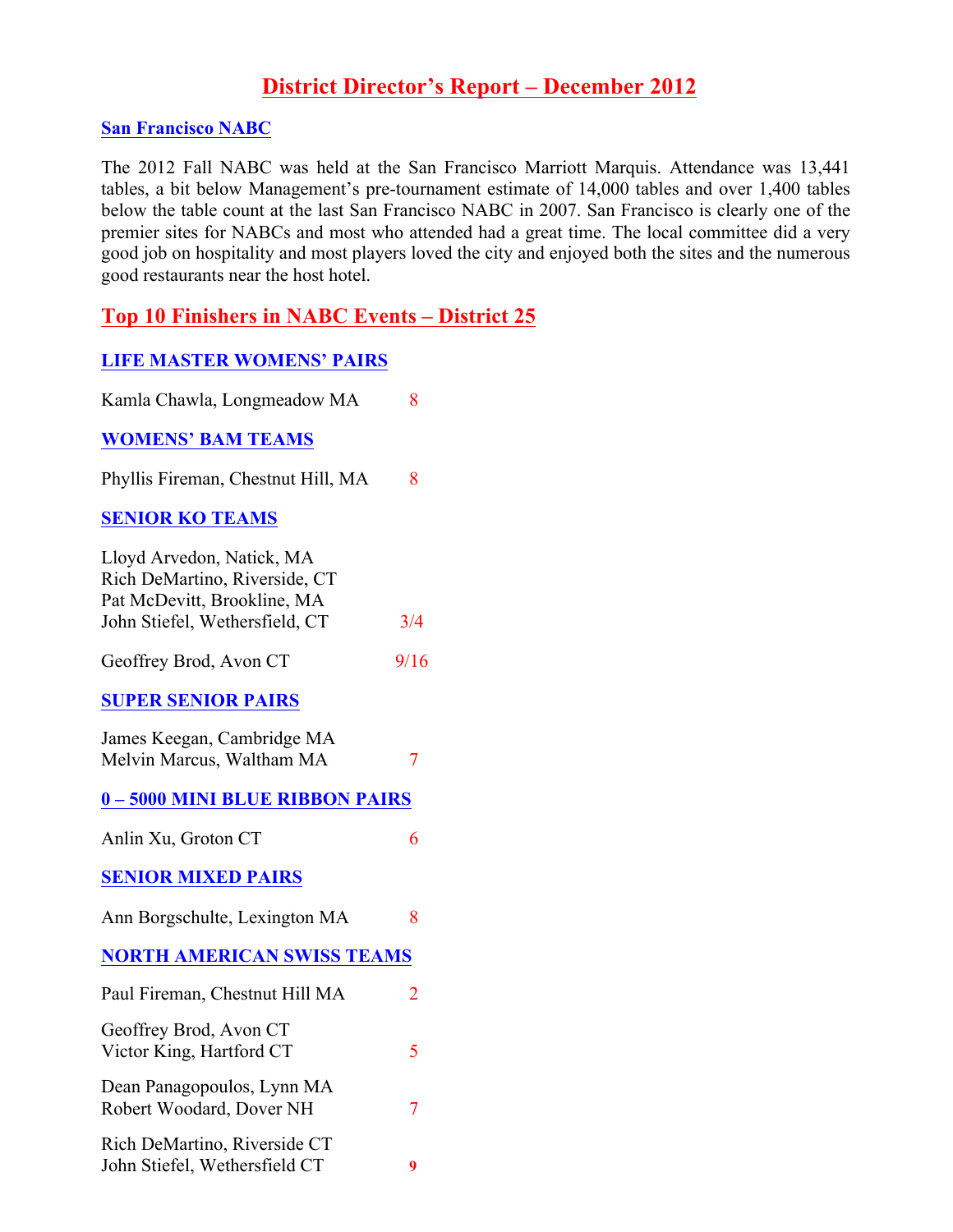# District Director's Report – December 2012

### San Francisco NABC

The 2012 Fall NABC was held at the San Francisco Marriott Marquis. Attendance was 13,441 tables, a bit below Management's pre-tournament estimate of 14,000 tables and over 1,400 tables below the table count at the last San Francisco NABC in 2007. San Francisco is clearly one of the premier sites for NABCs and most who attended had a great time. The local committee did a very good job on hospitality and most players loved the city and enjoyed both the sites and the numerous good restaurants near the host hotel.

## Top 10 Finishers in NABC Events – District 25

### LIFE MASTER WOMENS' PAIRS

Kamla Chawla, Longmeadow MA 8

### WOMENS' BAM TEAMS

Phyllis Fireman, Chestnut Hill, MA 8

### SENIOR KO TEAMS

Lloyd Arvedon, Natick, MA
Rich DeMartino, Riverside, CT
Pat McDevitt, Brookline, MA
John Stiefel, Wethersfield, CT 3/4

Geoffrey Brod, Avon CT 9/16

### SUPER SENIOR PAIRS

James Keegan, Cambridge MA
Melvin Marcus, Waltham MA 7

### 0 – 5000 MINI BLUE RIBBON PAIRS

Anlin Xu, Groton CT 6

### SENIOR MIXED PAIRS

Ann Borgschulte, Lexington MA 8

### NORTH AMERICAN SWISS TEAMS

Paul Fireman, Chestnut Hill MA 2

Geoffrey Brod, Avon CT
Victor King, Hartford CT 5

Dean Panagopoulos, Lynn MA
Robert Woodard, Dover NH 7

Rich DeMartino, Riverside CT
John Stiefel, Wethersfield CT 9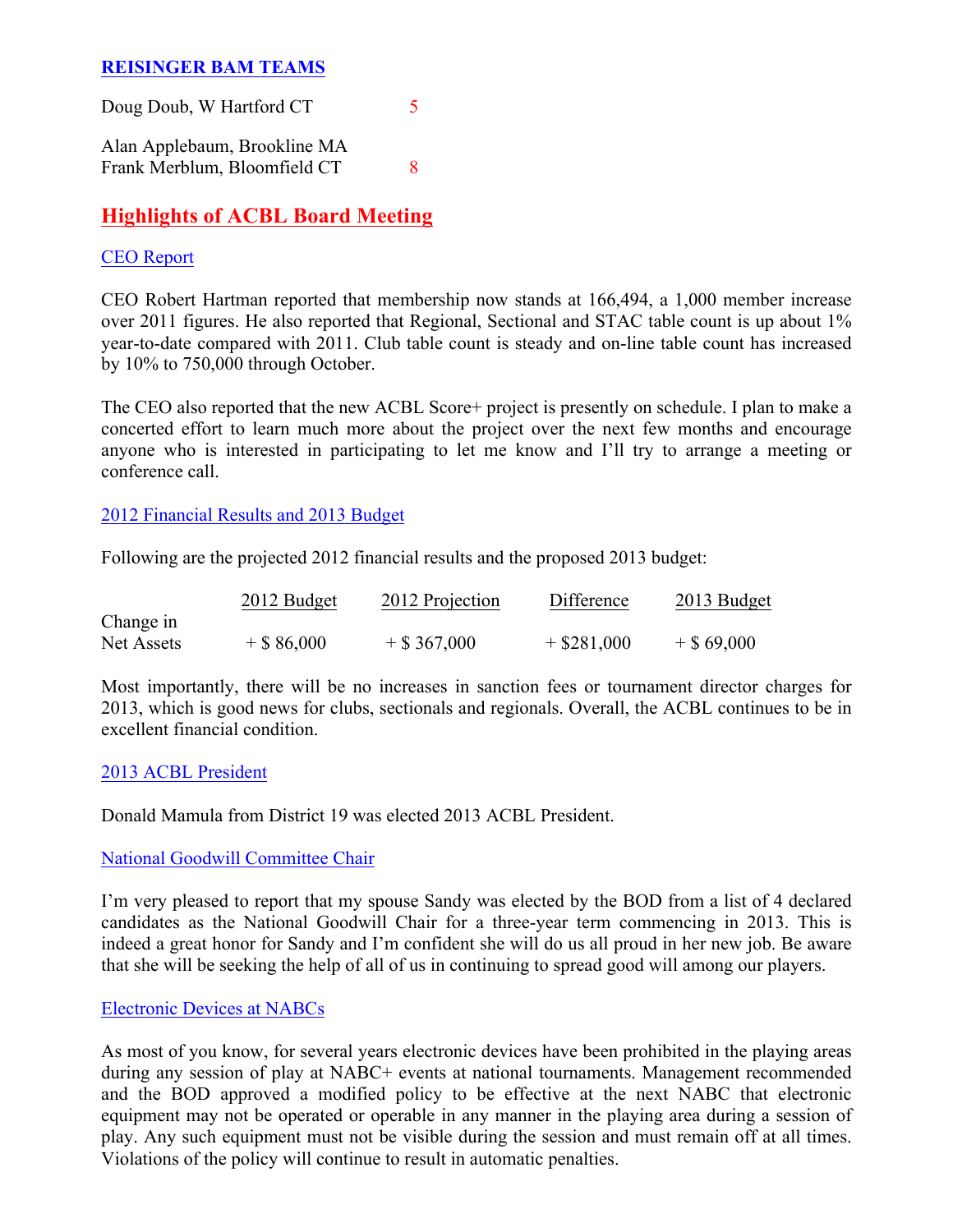## REISINGER BAM TEAMS

Doug Doub, W Hartford CT 5

Alan Applebaum, Brookline MA
Frank Merblum, Bloomfield CT 8

## Highlights of ACBL Board Meeting

### CEO Report

CEO Robert Hartman reported that membership now stands at 166,494, a 1,000 member increase over 2011 figures. He also reported that Regional, Sectional and STAC table count is up about 1% year-to-date compared with 2011. Club table count is steady and on-line table count has increased by 10% to 750,000 through October.

The CEO also reported that the new ACBL Score+ project is presently on schedule. I plan to make a concerted effort to learn much more about the project over the next few months and encourage anyone who is interested in participating to let me know and I'll try to arrange a meeting or conference call.

### 2012 Financial Results and 2013 Budget

Following are the projected 2012 financial results and the proposed 2013 budget:

| | 2012 Budget | 2012 Projection | Difference | 2013 Budget |
|---|---|---|---|---|
| Change in Net Assets | + $ 86,000 | + $ 367,000 | + $281,000 | + $ 69,000 |

Most importantly, there will be no increases in sanction fees or tournament director charges for 2013, which is good news for clubs, sectionals and regionals. Overall, the ACBL continues to be in excellent financial condition.

### 2013 ACBL President

Donald Mamula from District 19 was elected 2013 ACBL President.

### National Goodwill Committee Chair

I'm very pleased to report that my spouse Sandy was elected by the BOD from a list of 4 declared candidates as the National Goodwill Chair for a three-year term commencing in 2013. This is indeed a great honor for Sandy and I'm confident she will do us all proud in her new job. Be aware that she will be seeking the help of all of us in continuing to spread good will among our players.

### Electronic Devices at NABCs

As most of you know, for several years electronic devices have been prohibited in the playing areas during any session of play at NABC+ events at national tournaments. Management recommended and the BOD approved a modified policy to be effective at the next NABC that electronic equipment may not be operated or operable in any manner in the playing area during a session of play. Any such equipment must not be visible during the session and must remain off at all times. Violations of the policy will continue to result in automatic penalties.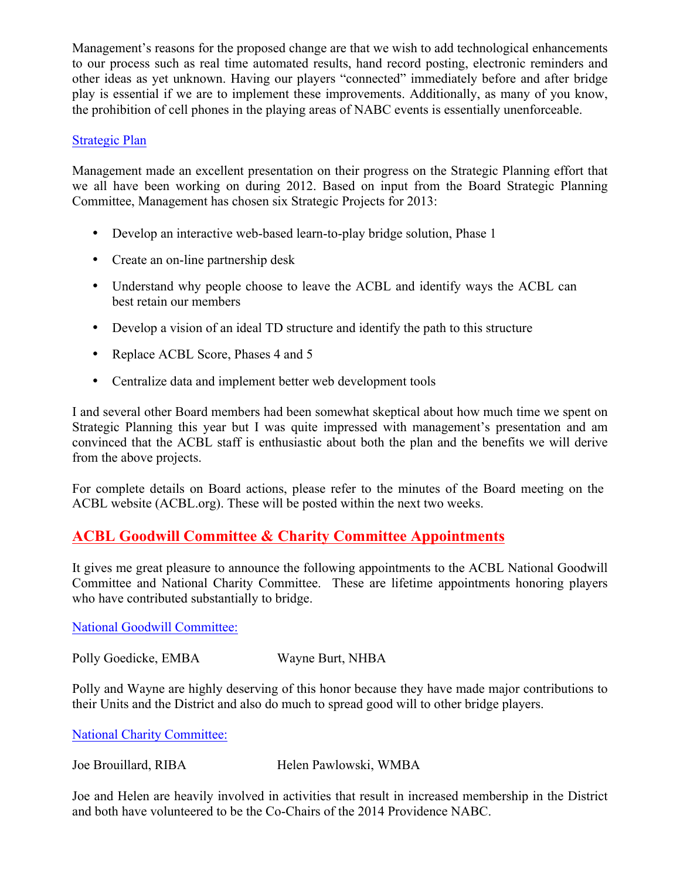Management's reasons for the proposed change are that we wish to add technological enhancements to our process such as real time automated results, hand record posting, electronic reminders and other ideas as yet unknown. Having our players "connected" immediately before and after bridge play is essential if we are to implement these improvements. Additionally, as many of you know, the prohibition of cell phones in the playing areas of NABC events is essentially unenforceable.

### Strategic Plan

Management made an excellent presentation on their progress on the Strategic Planning effort that we all have been working on during 2012. Based on input from the Board Strategic Planning Committee, Management has chosen six Strategic Projects for 2013:

- Develop an interactive web-based learn-to-play bridge solution, Phase 1
- Create an on-line partnership desk
- Understand why people choose to leave the ACBL and identify ways the ACBL can best retain our members
- Develop a vision of an ideal TD structure and identify the path to this structure
- Replace ACBL Score, Phases 4 and 5
- Centralize data and implement better web development tools

I and several other Board members had been somewhat skeptical about how much time we spent on Strategic Planning this year but I was quite impressed with management's presentation and am convinced that the ACBL staff is enthusiastic about both the plan and the benefits we will derive from the above projects.

For complete details on Board actions, please refer to the minutes of the Board meeting on the ACBL website (ACBL.org). These will be posted within the next two weeks.

## ACBL Goodwill Committee & Charity Committee Appointments

It gives me great pleasure to announce the following appointments to the ACBL National Goodwill Committee and National Charity Committee. These are lifetime appointments honoring players who have contributed substantially to bridge.

### National Goodwill Committee:

Polly Goedicke, EMBA Wayne Burt, NHBA

Polly and Wayne are highly deserving of this honor because they have made major contributions to their Units and the District and also do much to spread good will to other bridge players.

### National Charity Committee:

Joe Brouillard, RIBA Helen Pawlowski, WMBA

Joe and Helen are heavily involved in activities that result in increased membership in the District and both have volunteered to be the Co-Chairs of the 2014 Providence NABC.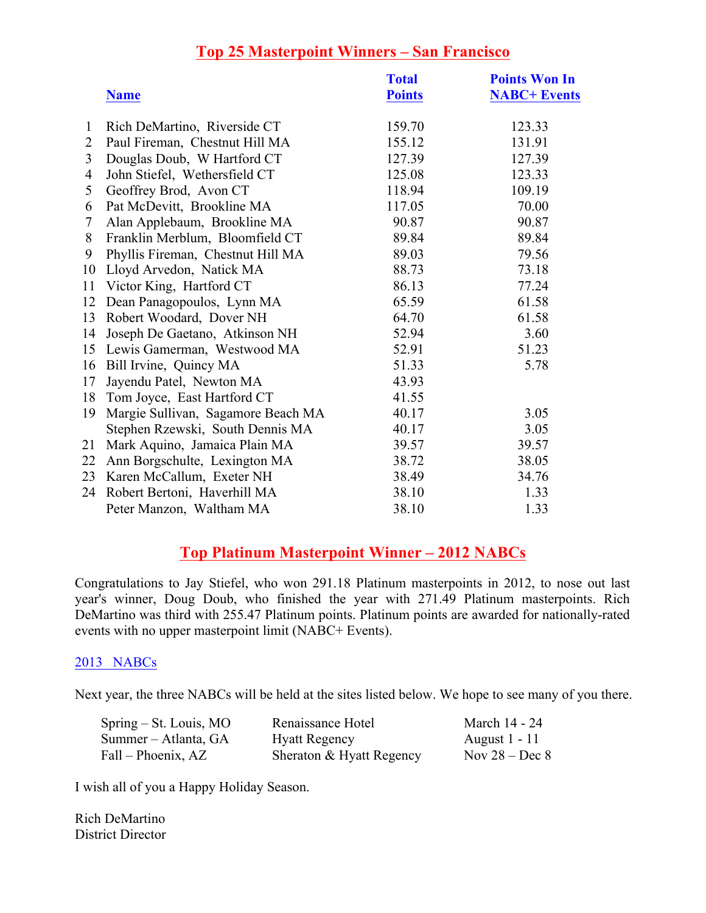## Top 25 Masterpoint Winners – San Francisco

| | Name | Total Points | Points Won In NABC+ Events |
|---|---|---|---|
| 1 | Rich DeMartino, Riverside CT | 159.70 | 123.33 |
| 2 | Paul Fireman, Chestnut Hill MA | 155.12 | 131.91 |
| 3 | Douglas Doub, W Hartford CT | 127.39 | 127.39 |
| 4 | John Stiefel, Wethersfield CT | 125.08 | 123.33 |
| 5 | Geoffrey Brod, Avon CT | 118.94 | 109.19 |
| 6 | Pat McDevitt, Brookline MA | 117.05 | 70.00 |
| 7 | Alan Applebaum, Brookline MA | 90.87 | 90.87 |
| 8 | Franklin Merblum, Bloomfield CT | 89.84 | 89.84 |
| 9 | Phyllis Fireman, Chestnut Hill MA | 89.03 | 79.56 |
| 10 | Lloyd Arvedon, Natick MA | 88.73 | 73.18 |
| 11 | Victor King, Hartford CT | 86.13 | 77.24 |
| 12 | Dean Panagopoulos, Lynn MA | 65.59 | 61.58 |
| 13 | Robert Woodard, Dover NH | 64.70 | 61.58 |
| 14 | Joseph De Gaetano, Atkinson NH | 52.94 | 3.60 |
| 15 | Lewis Gamerman, Westwood MA | 52.91 | 51.23 |
| 16 | Bill Irvine, Quincy MA | 51.33 | 5.78 |
| 17 | Jayendu Patel, Newton MA | 43.93 | |
| 18 | Tom Joyce, East Hartford CT | 41.55 | |
| 19 | Margie Sullivan, Sagamore Beach MA | 40.17 | 3.05 |
| | Stephen Rzewski, South Dennis MA | 40.17 | 3.05 |
| 21 | Mark Aquino, Jamaica Plain MA | 39.57 | 39.57 |
| 22 | Ann Borgschulte, Lexington MA | 38.72 | 38.05 |
| 23 | Karen McCallum, Exeter NH | 38.49 | 34.76 |
| 24 | Robert Bertoni, Haverhill MA | 38.10 | 1.33 |
| | Peter Manzon, Waltham MA | 38.10 | 1.33 |

## Top Platinum Masterpoint Winner – 2012 NABCs

Congratulations to Jay Stiefel, who won 291.18 Platinum masterpoints in 2012, to nose out last year's winner, Doug Doub, who finished the year with 271.49 Platinum masterpoints. Rich DeMartino was third with 255.47 Platinum points. Platinum points are awarded for nationally-rated events with no upper masterpoint limit (NABC+ Events).

### 2013 NABCs

Next year, the three NABCs will be held at the sites listed below. We hope to see many of you there.

| | | |
|---|---|---|
| Spring – St. Louis, MO | Renaissance Hotel | March 14 - 24 |
| Summer – Atlanta, GA | Hyatt Regency | August 1 - 11 |
| Fall – Phoenix, AZ | Sheraton & Hyatt Regency | Nov 28 – Dec 8 |

I wish all of you a Happy Holiday Season.

Rich DeMartino
District Director